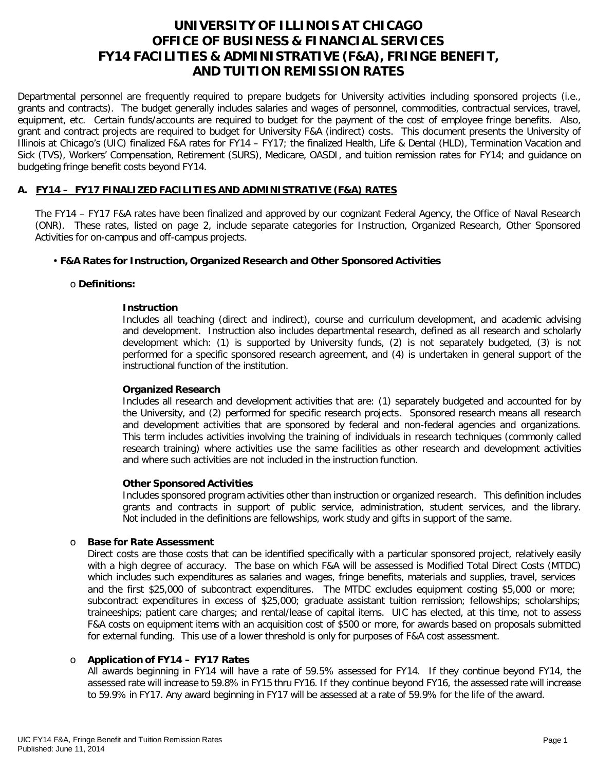# UNIVERSITY OF ILLINOIS AT CHICAGO
# OFFICE OF BUSINESS & FINANCIAL SERVICES
# FY14 FACILITIES & ADMINISTRATIVE (F&A), FRINGE BENEFIT, AND TUITION REMISSION RATES

Departmental personnel are frequently required to prepare budgets for University activities including sponsored projects (i.e., grants and contracts). The budget generally includes salaries and wages of personnel, commodities, contractual services, travel, equipment, etc. Certain funds/accounts are required to budget for the payment of the cost of employee fringe benefits. Also, grant and contract projects are required to budget for University F&A (indirect) costs. This document presents the University of Illinois at Chicago's (UIC) finalized F&A rates for FY14 – FY17; the finalized Health, Life & Dental (HLD), Termination Vacation and Sick (TVS), Workers' Compensation, Retirement (SURS), Medicare, OASDI, and tuition remission rates for FY14; and guidance on budgeting fringe benefit costs beyond FY14.

## A. FY14 – FY17 FINALIZED FACILITIES AND ADMINISTRATIVE (F&A) RATES

The FY14 – FY17 F&A rates have been finalized and approved by our cognizant Federal Agency, the Office of Naval Research (ONR). These rates, listed on page 2, include separate categories for Instruction, Organized Research, Other Sponsored Activities for on-campus and off-campus projects.

- **F&A Rates for Instruction, Organized Research and Other Sponsored Activities**
  - **Definitions:**

    **Instruction**
    Includes all teaching (direct and indirect), course and curriculum development, and academic advising and development. Instruction also includes departmental research, defined as all research and scholarly development which: (1) is supported by University funds, (2) is not separately budgeted, (3) is not performed for a specific sponsored research agreement, and (4) is undertaken in general support of the instructional function of the institution.

    **Organized Research**
    Includes all research and development activities that are: (1) separately budgeted and accounted for by the University, and (2) performed for specific research projects. Sponsored research means all research and development activities that are sponsored by federal and non-federal agencies and organizations. This term includes activities involving the training of individuals in research techniques (commonly called research training) where activities use the same facilities as other research and development activities and where such activities are not included in the instruction function.

    **Other Sponsored Activities**
    Includes sponsored program activities other than instruction or organized research. This definition includes grants and contracts in support of public service, administration, student services, and the library. Not included in the definitions are fellowships, work study and gifts in support of the same.

  - **Base for Rate Assessment**
    Direct costs are those costs that can be identified specifically with a particular sponsored project, relatively easily with a high degree of accuracy. The base on which F&A will be assessed is Modified Total Direct Costs (MTDC) which includes such expenditures as salaries and wages, fringe benefits, materials and supplies, travel, services and the first $25,000 of subcontract expenditures. The MTDC excludes equipment costing $5,000 or more; subcontract expenditures in excess of $25,000; graduate assistant tuition remission; fellowships; scholarships; traineeships; patient care charges; and rental/lease of capital items. UIC has elected, at this time, not to assess F&A costs on equipment items with an acquisition cost of $500 or more, for awards based on proposals submitted for external funding. This use of a lower threshold is only for purposes of F&A cost assessment.

  - **Application of FY14 – FY17 Rates**
    All awards beginning in FY14 will have a rate of 59.5% assessed for FY14. If they continue beyond FY14, the assessed rate will increase to 59.8% in FY15 thru FY16. If they continue beyond FY16, the assessed rate will increase to 59.9% in FY17. Any award beginning in FY17 will be assessed at a rate of 59.9% for the life of the award.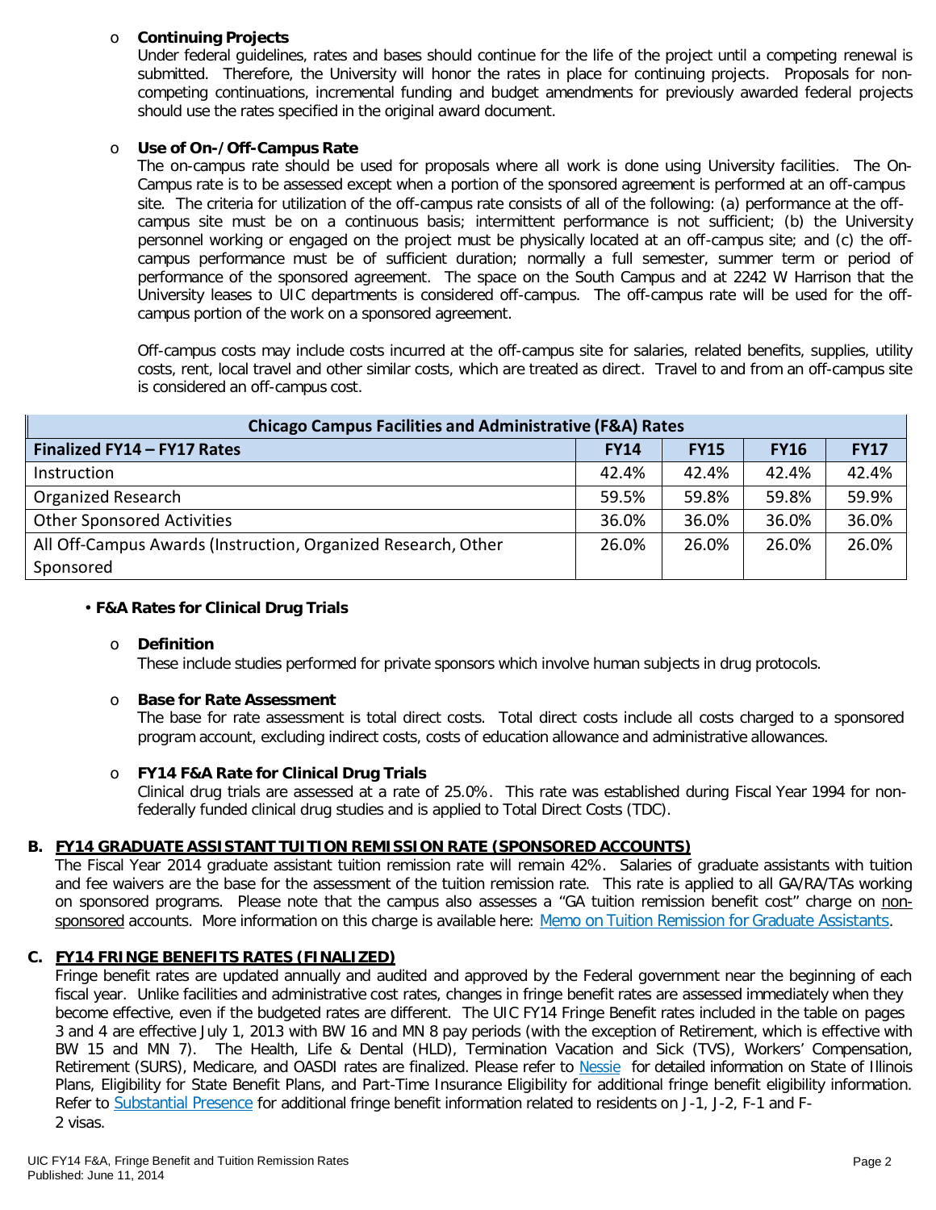- **Continuing Projects**

  Under federal guidelines, rates and bases should continue for the life of the project until a competing renewal is submitted. Therefore, the University will honor the rates in place for continuing projects. Proposals for non-competing continuations, incremental funding and budget amendments for previously awarded federal projects should use the rates specified in the original award document.

- **Use of On-/Off-Campus Rate**

  The on-campus rate should be used for proposals where all work is done using University facilities. The On-Campus rate is to be assessed except when a portion of the sponsored agreement is performed at an off-campus site. The criteria for utilization of the off-campus rate consists of all of the following: (a) performance at the off-campus site must be on a continuous basis; intermittent performance is not sufficient; (b) the University personnel working or engaged on the project must be physically located at an off-campus site; and (c) the off-campus performance must be of sufficient duration; normally a full semester, summer term or period of performance of the sponsored agreement. The space on the South Campus and at 2242 W Harrison that the University leases to UIC departments is considered off-campus. The off-campus rate will be used for the off-campus portion of the work on a sponsored agreement.

  Off-campus costs may include costs incurred at the off-campus site for salaries, related benefits, supplies, utility costs, rent, local travel and other similar costs, which are treated as direct. Travel to and from an off-campus site is considered an off-campus cost.

| Chicago Campus Facilities and Administrative (F&A) Rates | | | | |
|---|---|---|---|---|
| **Finalized FY14 – FY17 Rates** | **FY14** | **FY15** | **FY16** | **FY17** |
| Instruction | 42.4% | 42.4% | 42.4% | 42.4% |
| Organized Research | 59.5% | 59.8% | 59.8% | 59.9% |
| Other Sponsored Activities | 36.0% | 36.0% | 36.0% | 36.0% |
| All Off-Campus Awards (Instruction, Organized Research, Other Sponsored | 26.0% | 26.0% | 26.0% | 26.0% |

- **F&A Rates for Clinical Drug Trials**

  - **Definition**

    These include studies performed for private sponsors which involve human subjects in drug protocols.

  - **Base for Rate Assessment**

    The base for rate assessment is total direct costs. Total direct costs include all costs charged to a sponsored program account, excluding indirect costs, costs of education allowance and administrative allowances.

  - **FY14 F&A Rate for Clinical Drug Trials**

    Clinical drug trials are assessed at a rate of 25.0%. This rate was established during Fiscal Year 1994 for non-federally funded clinical drug studies and is applied to Total Direct Costs (TDC).

## B. FY14 GRADUATE ASSISTANT TUITION REMISSION RATE (SPONSORED ACCOUNTS)

The Fiscal Year 2014 graduate assistant tuition remission rate will remain 42%. Salaries of graduate assistants with tuition and fee waivers are the base for the assessment of the tuition remission rate. This rate is applied to all GA/RA/TAs working on sponsored programs. Please note that the campus also assesses a "GA tuition remission benefit cost" charge on non-sponsored accounts. More information on this charge is available here: Memo on Tuition Remission for Graduate Assistants.

## C. FY14 FRINGE BENEFITS RATES (FINALIZED)

Fringe benefit rates are updated annually and audited and approved by the Federal government near the beginning of each fiscal year. Unlike facilities and administrative cost rates, changes in fringe benefit rates are assessed immediately when they become effective, even if the budgeted rates are different. The UIC FY14 Fringe Benefit rates included in the table on pages 3 and 4 are effective July 1, 2013 with BW 16 and MN 8 pay periods (with the exception of Retirement, which is effective with BW 15 and MN 7). The Health, Life & Dental (HLD), Termination Vacation and Sick (TVS), Workers' Compensation, Retirement (SURS), Medicare, and OASDI rates are finalized. Please refer to Nessie for detailed information on State of Illinois Plans, Eligibility for State Benefit Plans, and Part-Time Insurance Eligibility for additional fringe benefit eligibility information. Refer to Substantial Presence for additional fringe benefit information related to residents on J-1, J-2, F-1 and F-2 visas.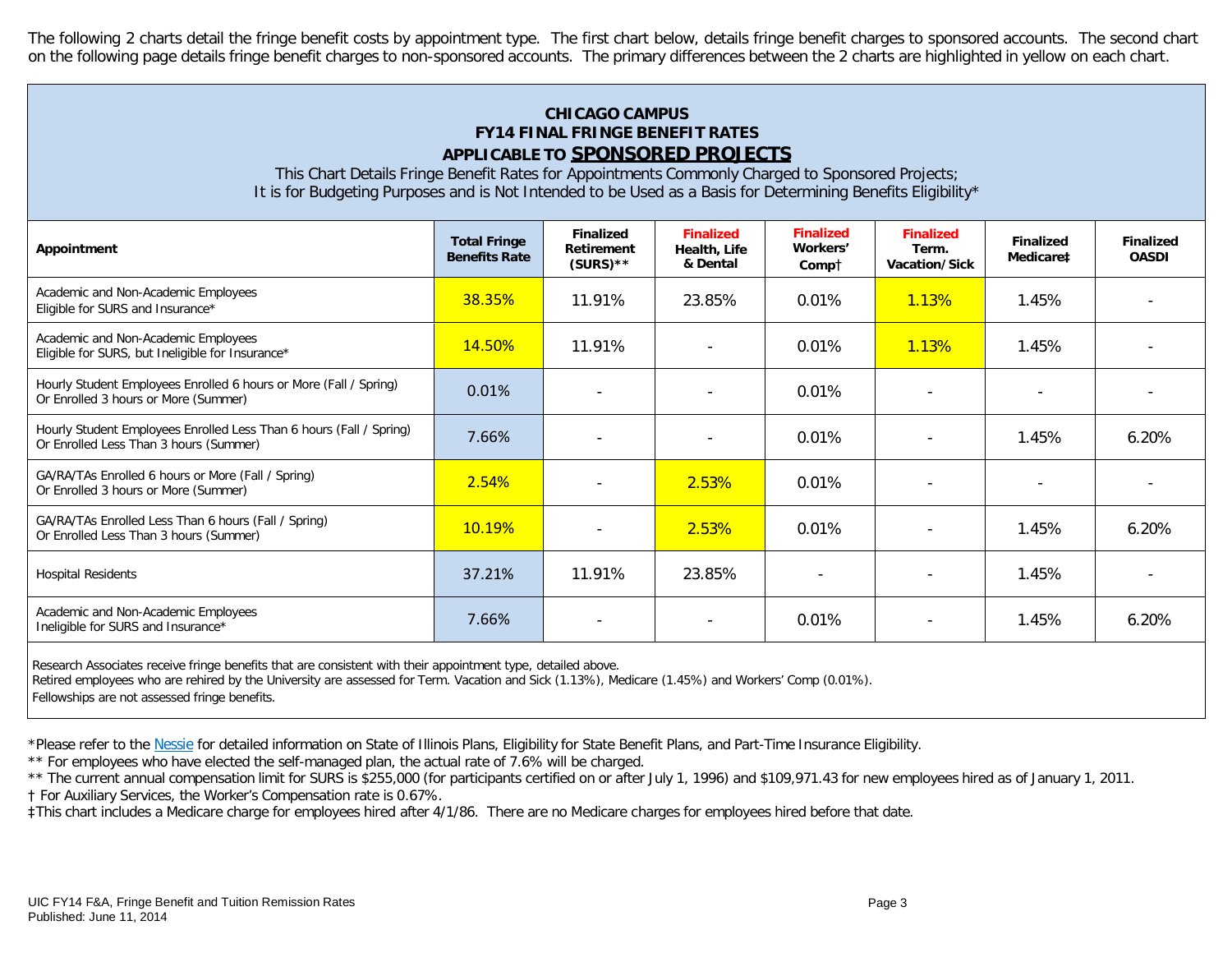The following 2 charts detail the fringe benefit costs by appointment type. The first chart below, details fringe benefit charges to sponsored accounts. The second chart on the following page details fringe benefit charges to non-sponsored accounts. The primary differences between the 2 charts are highlighted in yellow on each chart.

## CHICAGO CAMPUS
## FY14 FINAL FRINGE BENEFIT RATES
## APPLICABLE TO SPONSORED PROJECTS

This Chart Details Fringe Benefit Rates for Appointments Commonly Charged to Sponsored Projects;
It is for Budgeting Purposes and is Not Intended to be Used as a Basis for Determining Benefits Eligibility*

| Appointment | Total Fringe Benefits Rate | Finalized Retirement (SURS)** | Finalized Health, Life & Dental | Finalized Workers' Comp† | Finalized Term. Vacation/Sick | Finalized Medicare‡ | Finalized OASDI |
|---|---|---|---|---|---|---|---|
| Academic and Non-Academic Employees Eligible for SURS and Insurance* | 38.35% | 11.91% | 23.85% | 0.01% | 1.13% | 1.45% | - |
| Academic and Non-Academic Employees Eligible for SURS, but Ineligible for Insurance* | 14.50% | 11.91% | - | 0.01% | 1.13% | 1.45% | - |
| Hourly Student Employees Enrolled 6 hours or More (Fall / Spring) Or Enrolled 3 hours or More (Summer) | 0.01% | - | - | 0.01% | - | - | - |
| Hourly Student Employees Enrolled Less Than 6 hours (Fall / Spring) Or Enrolled Less Than 3 hours (Summer) | 7.66% | - | - | 0.01% | - | 1.45% | 6.20% |
| GA/RA/TAs Enrolled 6 hours or More (Fall / Spring) Or Enrolled 3 hours or More (Summer) | 2.54% | - | 2.53% | 0.01% | - | - | - |
| GA/RA/TAs Enrolled Less Than 6 hours (Fall / Spring) Or Enrolled Less Than 3 hours (Summer) | 10.19% | - | 2.53% | 0.01% | - | 1.45% | 6.20% |
| Hospital Residents | 37.21% | 11.91% | 23.85% | - | - | 1.45% | - |
| Academic and Non-Academic Employees Ineligible for SURS and Insurance* | 7.66% | - | - | 0.01% | - | 1.45% | 6.20% |

Research Associates receive fringe benefits that are consistent with their appointment type, detailed above.
Retired employees who are rehired by the University are assessed for Term. Vacation and Sick (1.13%), Medicare (1.45%) and Workers' Comp (0.01%).
Fellowships are not assessed fringe benefits.

*Please refer to the Nessie for detailed information on State of Illinois Plans, Eligibility for State Benefit Plans, and Part-Time Insurance Eligibility.
** For employees who have elected the self-managed plan, the actual rate of 7.6% will be charged.
** The current annual compensation limit for SURS is $255,000 (for participants certified on or after July 1, 1996) and $109,971.43 for new employees hired as of January 1, 2011.
† For Auxiliary Services, the Worker's Compensation rate is 0.67%.
‡This chart includes a Medicare charge for employees hired after 4/1/86. There are no Medicare charges for employees hired before that date.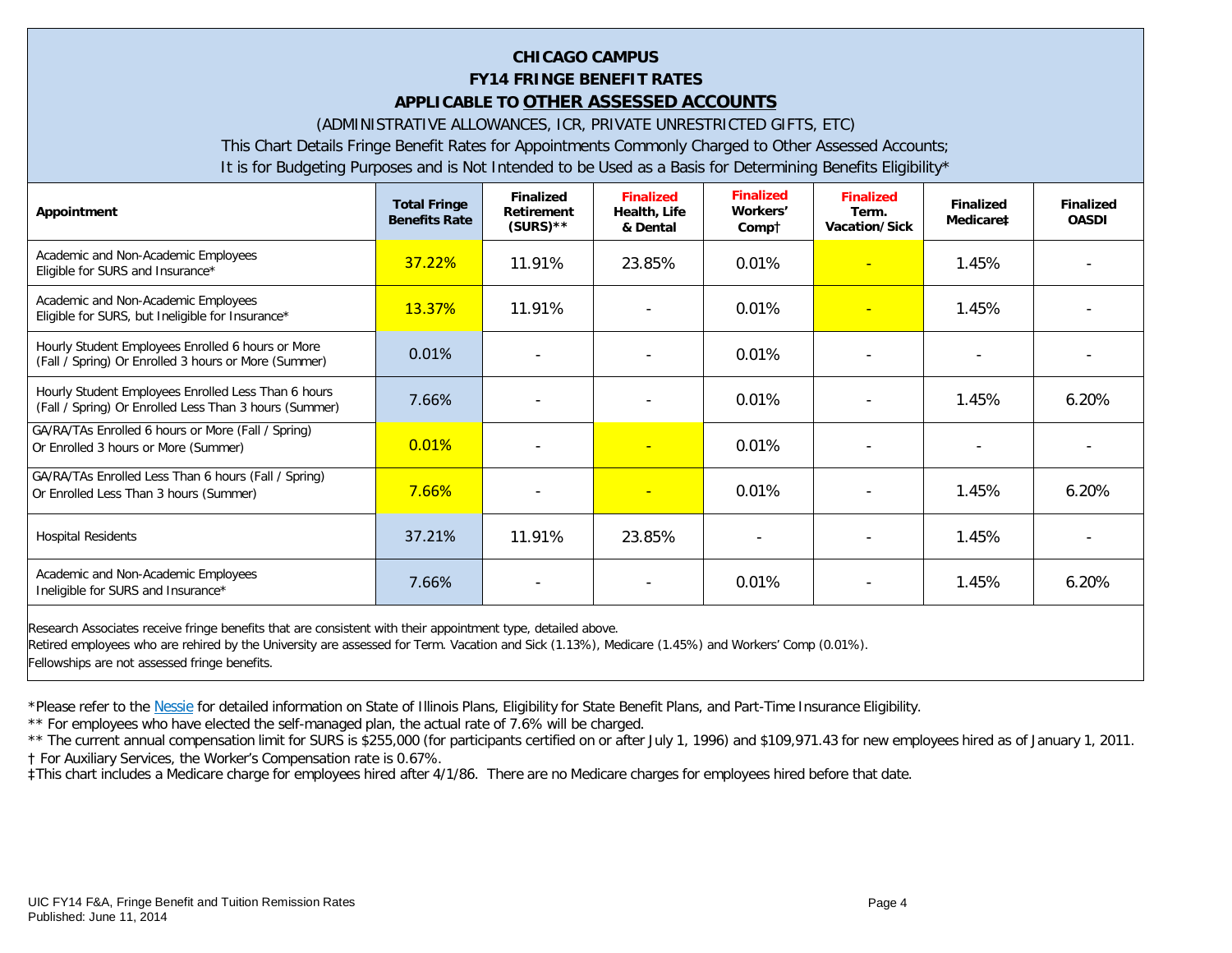## CHICAGO CAMPUS
## FY14 FRINGE BENEFIT RATES
## APPLICABLE TO OTHER ASSESSED ACCOUNTS

(ADMINISTRATIVE ALLOWANCES, ICR, PRIVATE UNRESTRICTED GIFTS, ETC)

This Chart Details Fringe Benefit Rates for Appointments Commonly Charged to Other Assessed Accounts;
It is for Budgeting Purposes and is Not Intended to be Used as a Basis for Determining Benefits Eligibility*

| Appointment | Total Fringe Benefits Rate | Finalized Retirement (SURS)** | Finalized Health, Life & Dental | Finalized Workers' Comp† | Finalized Term. Vacation/Sick | Finalized Medicare‡ | Finalized OASDI |
|---|---|---|---|---|---|---|---|
| Academic and Non-Academic Employees Eligible for SURS and Insurance* | 37.22% | 11.91% | 23.85% | 0.01% | - | 1.45% | - |
| Academic and Non-Academic Employees Eligible for SURS, but Ineligible for Insurance* | 13.37% | 11.91% | - | 0.01% | - | 1.45% | - |
| Hourly Student Employees Enrolled 6 hours or More (Fall / Spring) Or Enrolled 3 hours or More (Summer) | 0.01% | - | - | 0.01% | - | - | - |
| Hourly Student Employees Enrolled Less Than 6 hours (Fall / Spring) Or Enrolled Less Than 3 hours (Summer) | 7.66% | - | - | 0.01% | - | 1.45% | 6.20% |
| GA/RA/TAs Enrolled 6 hours or More (Fall / Spring) Or Enrolled 3 hours or More (Summer) | 0.01% | - | - | 0.01% | - | - | - |
| GA/RA/TAs Enrolled Less Than 6 hours (Fall / Spring) Or Enrolled Less Than 3 hours (Summer) | 7.66% | - | - | 0.01% | - | 1.45% | 6.20% |
| Hospital Residents | 37.21% | 11.91% | 23.85% | - | - | 1.45% | - |
| Academic and Non-Academic Employees Ineligible for SURS and Insurance* | 7.66% | - | - | 0.01% | - | 1.45% | 6.20% |

Research Associates receive fringe benefits that are consistent with their appointment type, detailed above.
Retired employees who are rehired by the University are assessed for Term. Vacation and Sick (1.13%), Medicare (1.45%) and Workers' Comp (0.01%).
Fellowships are not assessed fringe benefits.

*Please refer to the Nessie for detailed information on State of Illinois Plans, Eligibility for State Benefit Plans, and Part-Time Insurance Eligibility.

** For employees who have elected the self-managed plan, the actual rate of 7.6% will be charged.

** The current annual compensation limit for SURS is $255,000 (for participants certified on or after July 1, 1996) and $109,971.43 for new employees hired as of January 1, 2011.

† For Auxiliary Services, the Worker's Compensation rate is 0.67%.

‡This chart includes a Medicare charge for employees hired after 4/1/86. There are no Medicare charges for employees hired before that date.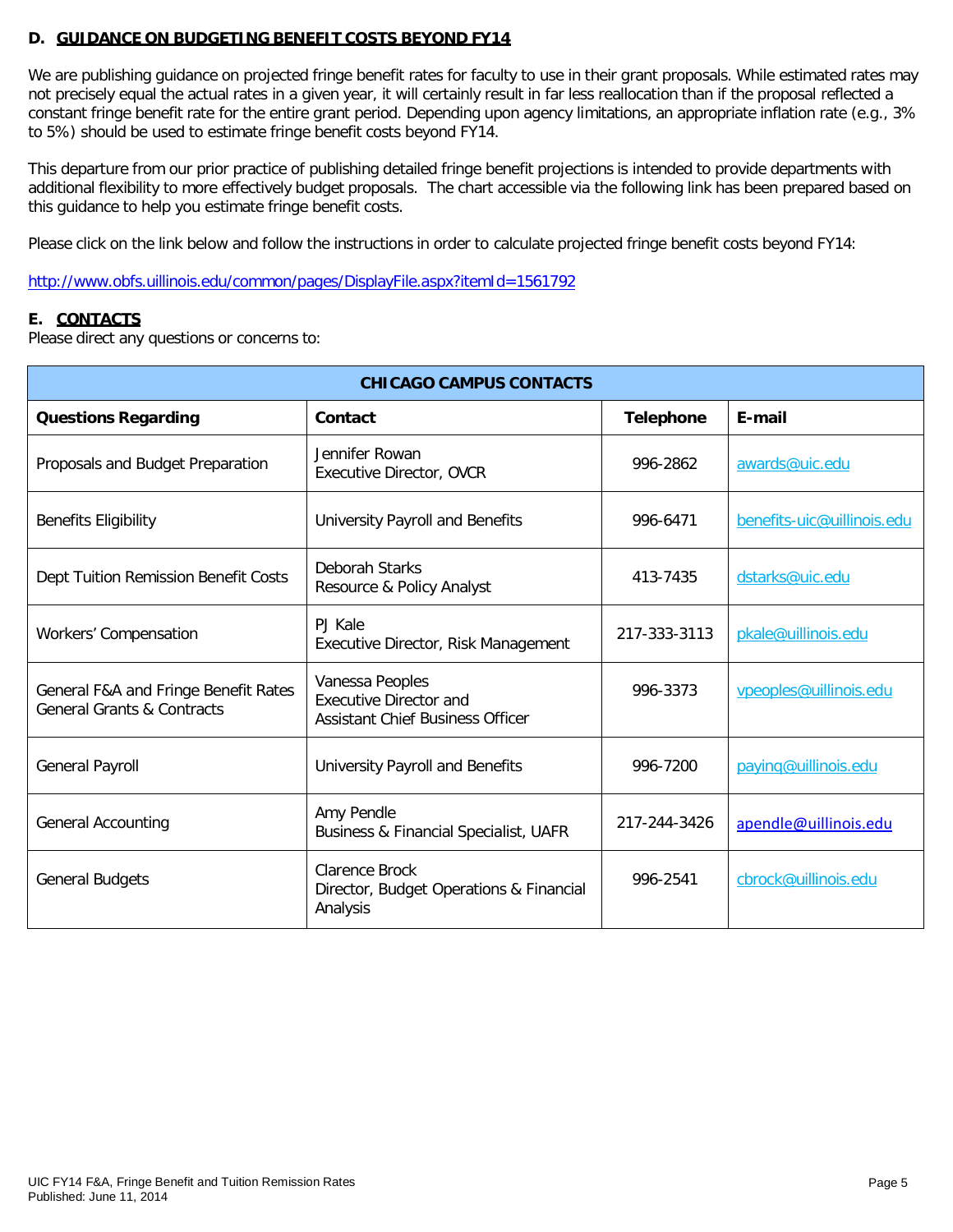## D. GUIDANCE ON BUDGETING BENEFIT COSTS BEYOND FY14

We are publishing guidance on projected fringe benefit rates for faculty to use in their grant proposals. While estimated rates may not precisely equal the actual rates in a given year, it will certainly result in far less reallocation than if the proposal reflected a constant fringe benefit rate for the entire grant period. Depending upon agency limitations, an appropriate inflation rate (e.g., 3% to 5%) should be used to estimate fringe benefit costs beyond FY14.

This departure from our prior practice of publishing detailed fringe benefit projections is intended to provide departments with additional flexibility to more effectively budget proposals. The chart accessible via the following link has been prepared based on this guidance to help you estimate fringe benefit costs.

Please click on the link below and follow the instructions in order to calculate projected fringe benefit costs beyond FY14:

http://www.obfs.uillinois.edu/common/pages/DisplayFile.aspx?itemId=1561792

## E. CONTACTS

Please direct any questions or concerns to:

| CHICAGO CAMPUS CONTACTS | | | |
|---|---|---|---|
| **Questions Regarding** | **Contact** | **Telephone** | **E-mail** |
| Proposals and Budget Preparation | Jennifer Rowan<br>Executive Director, OVCR | 996-2862 | awards@uic.edu |
| Benefits Eligibility | University Payroll and Benefits | 996-6471 | benefits-uic@uillinois.edu |
| Dept Tuition Remission Benefit Costs | Deborah Starks<br>Resource & Policy Analyst | 413-7435 | dstarks@uic.edu |
| Workers' Compensation | PJ Kale<br>Executive Director, Risk Management | 217-333-3113 | pkale@uillinois.edu |
| General F&A and Fringe Benefit Rates<br>General Grants & Contracts | Vanessa Peoples<br>Executive Director and<br>Assistant Chief Business Officer | 996-3373 | vpeoples@uillinois.edu |
| General Payroll | University Payroll and Benefits | 996-7200 | payinq@uillinois.edu |
| General Accounting | Amy Pendle<br>Business & Financial Specialist, UAFR | 217-244-3426 | apendle@uillinois.edu |
| General Budgets | Clarence Brock<br>Director, Budget Operations & Financial Analysis | 996-2541 | cbrock@uillinois.edu |